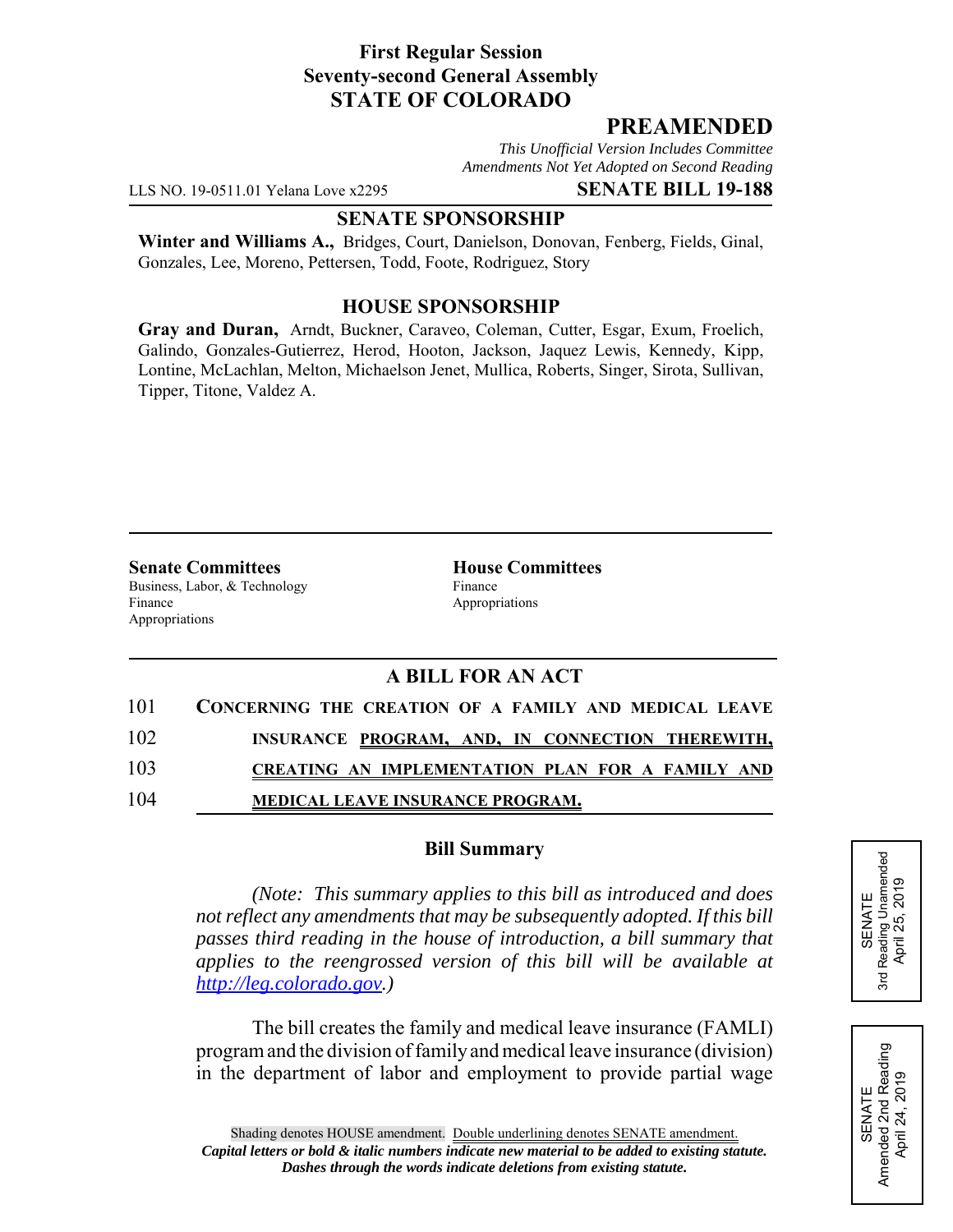**First Regular Session**
**Seventy-second General Assembly**
**STATE OF COLORADO**

# PREAMENDED

*This Unofficial Version Includes Committee Amendments Not Yet Adopted on Second Reading*

LLS NO. 19-0511.01 Yelana Love x2295 **SENATE BILL 19-188**

## SENATE SPONSORSHIP

**Winter and Williams A.,** Bridges, Court, Danielson, Donovan, Fenberg, Fields, Ginal, Gonzales, Lee, Moreno, Pettersen, Todd, Foote, Rodriguez, Story

## HOUSE SPONSORSHIP

**Gray and Duran,** Arndt, Buckner, Caraveo, Coleman, Cutter, Esgar, Exum, Froelich, Galindo, Gonzales-Gutierrez, Herod, Hooton, Jackson, Jaquez Lewis, Kennedy, Kipp, Lontine, McLachlan, Melton, Michaelson Jenet, Mullica, Roberts, Singer, Sirota, Sullivan, Tipper, Titone, Valdez A.

| **Senate Committees** | **House Committees** |
|---|---|
| Business, Labor, & Technology | Finance |
| Finance | Appropriations |
| Appropriations | |

## A BILL FOR AN ACT

101 **CONCERNING THE CREATION OF A FAMILY AND MEDICAL LEAVE**
102 **INSURANCE PROGRAM, AND, IN CONNECTION THEREWITH,**
103 **CREATING AN IMPLEMENTATION PLAN FOR A FAMILY AND**
104 **MEDICAL LEAVE INSURANCE PROGRAM.**

### Bill Summary

*(Note: This summary applies to this bill as introduced and does not reflect any amendments that may be subsequently adopted. If this bill passes third reading in the house of introduction, a bill summary that applies to the reengrossed version of this bill will be available at http://leg.colorado.gov.)*

The bill creates the family and medical leave insurance (FAMLI) program and the division of family and medical leave insurance (division) in the department of labor and employment to provide partial wage

SENATE
3rd Reading Unamended
April 25, 2019

SENATE
Amended 2nd Reading
April 24, 2019

Shading denotes HOUSE amendment. Double underlining denotes SENATE amendment.
***Capital letters or bold & italic numbers indicate new material to be added to existing statute.***
***Dashes through the words indicate deletions from existing statute.***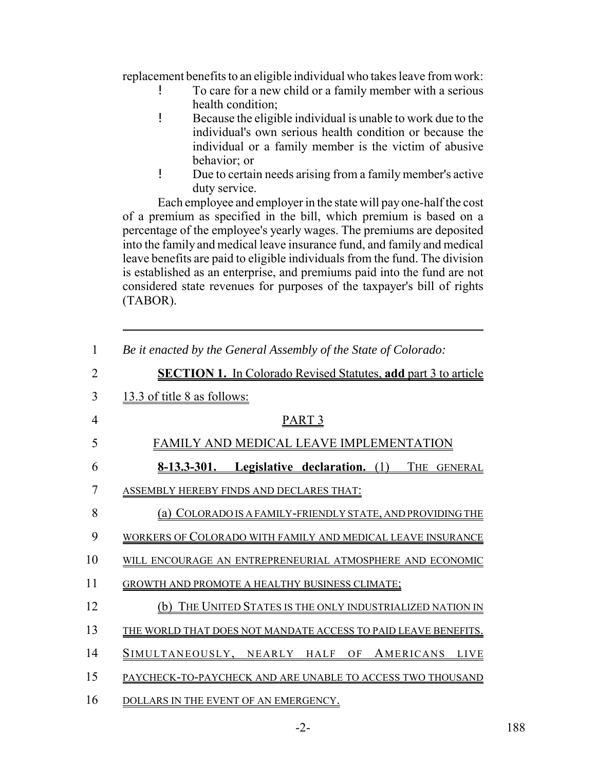replacement benefits to an eligible individual who takes leave from work:

- To care for a new child or a family member with a serious health condition;
- Because the eligible individual is unable to work due to the individual's own serious health condition or because the individual or a family member is the victim of abusive behavior; or
- Due to certain needs arising from a family member's active duty service.

Each employee and employer in the state will pay one-half the cost of a premium as specified in the bill, which premium is based on a percentage of the employee's yearly wages. The premiums are deposited into the family and medical leave insurance fund, and family and medical leave benefits are paid to eligible individuals from the fund. The division is established as an enterprise, and premiums paid into the fund are not considered state revenues for purposes of the taxpayer's bill of rights (TABOR).

---

1 *Be it enacted by the General Assembly of the State of Colorado:*

2 **SECTION 1.** In Colorado Revised Statutes, **add** part 3 to article

3 13.3 of title 8 as follows:

4 PART 3

5 FAMILY AND MEDICAL LEAVE IMPLEMENTATION

6 **8-13.3-301. Legislative declaration.** (1) THE GENERAL

7 ASSEMBLY HEREBY FINDS AND DECLARES THAT:

8 (a) COLORADO IS A FAMILY-FRIENDLY STATE, AND PROVIDING THE

9 WORKERS OF COLORADO WITH FAMILY AND MEDICAL LEAVE INSURANCE

10 WILL ENCOURAGE AN ENTREPRENEURIAL ATMOSPHERE AND ECONOMIC

11 GROWTH AND PROMOTE A HEALTHY BUSINESS CLIMATE;

12 (b) THE UNITED STATES IS THE ONLY INDUSTRIALIZED NATION IN

13 THE WORLD THAT DOES NOT MANDATE ACCESS TO PAID LEAVE BENEFITS.

14 SIMULTANEOUSLY, NEARLY HALF OF AMERICANS LIVE

15 PAYCHECK-TO-PAYCHECK AND ARE UNABLE TO ACCESS TWO THOUSAND

16 DOLLARS IN THE EVENT OF AN EMERGENCY.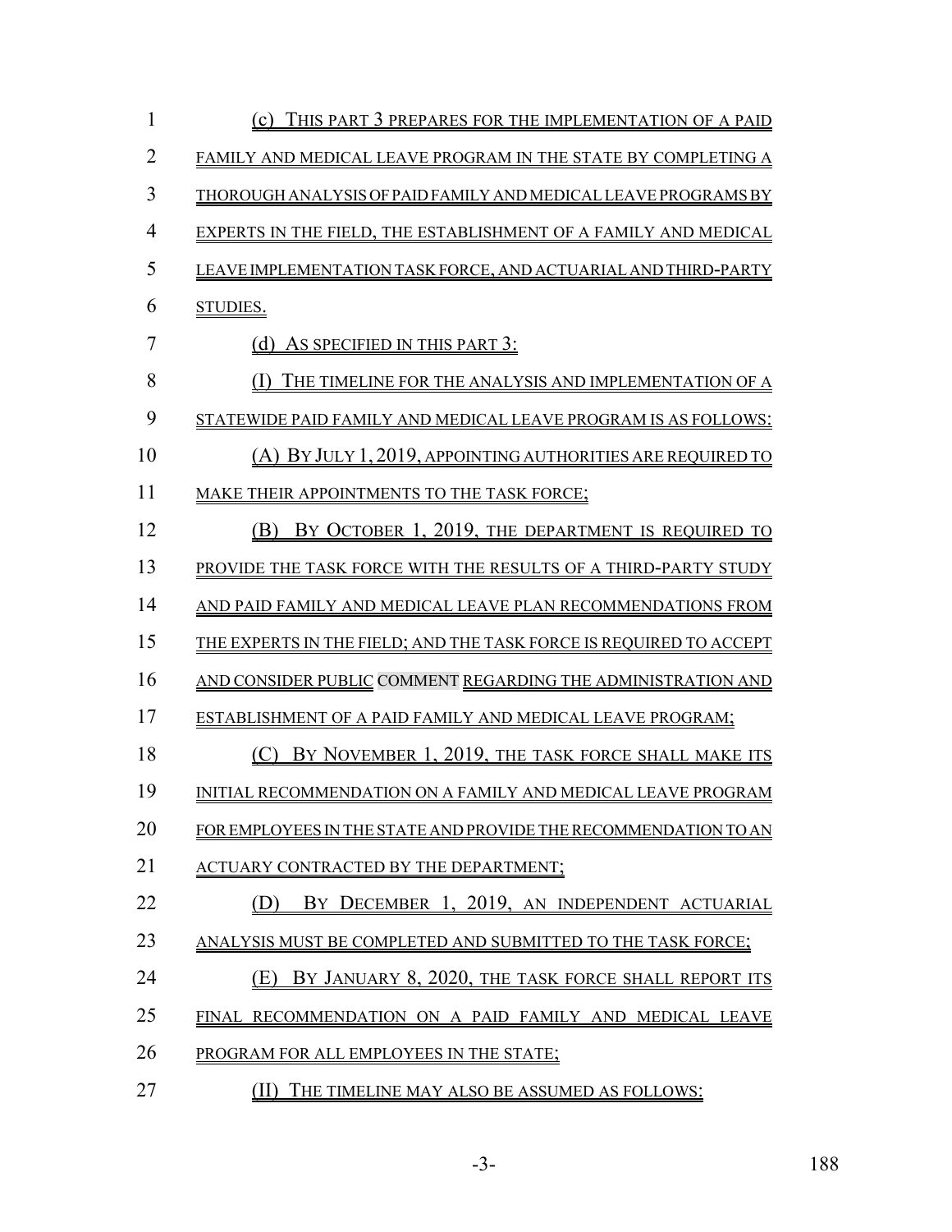(c) THIS PART 3 PREPARES FOR THE IMPLEMENTATION OF A PAID FAMILY AND MEDICAL LEAVE PROGRAM IN THE STATE BY COMPLETING A THOROUGH ANALYSIS OF PAID FAMILY AND MEDICAL LEAVE PROGRAMS BY EXPERTS IN THE FIELD, THE ESTABLISHMENT OF A FAMILY AND MEDICAL LEAVE IMPLEMENTATION TASK FORCE, AND ACTUARIAL AND THIRD-PARTY STUDIES.

(d) AS SPECIFIED IN THIS PART 3:

(I) THE TIMELINE FOR THE ANALYSIS AND IMPLEMENTATION OF A STATEWIDE PAID FAMILY AND MEDICAL LEAVE PROGRAM IS AS FOLLOWS:

(A) BY JULY 1, 2019, APPOINTING AUTHORITIES ARE REQUIRED TO MAKE THEIR APPOINTMENTS TO THE TASK FORCE;

(B) BY OCTOBER 1, 2019, THE DEPARTMENT IS REQUIRED TO PROVIDE THE TASK FORCE WITH THE RESULTS OF A THIRD-PARTY STUDY AND PAID FAMILY AND MEDICAL LEAVE PLAN RECOMMENDATIONS FROM THE EXPERTS IN THE FIELD; AND THE TASK FORCE IS REQUIRED TO ACCEPT AND CONSIDER PUBLIC COMMENT REGARDING THE ADMINISTRATION AND ESTABLISHMENT OF A PAID FAMILY AND MEDICAL LEAVE PROGRAM;

(C) BY NOVEMBER 1, 2019, THE TASK FORCE SHALL MAKE ITS INITIAL RECOMMENDATION ON A FAMILY AND MEDICAL LEAVE PROGRAM FOR EMPLOYEES IN THE STATE AND PROVIDE THE RECOMMENDATION TO AN ACTUARY CONTRACTED BY THE DEPARTMENT;

(D) BY DECEMBER 1, 2019, AN INDEPENDENT ACTUARIAL ANALYSIS MUST BE COMPLETED AND SUBMITTED TO THE TASK FORCE;

(E) BY JANUARY 8, 2020, THE TASK FORCE SHALL REPORT ITS FINAL RECOMMENDATION ON A PAID FAMILY AND MEDICAL LEAVE PROGRAM FOR ALL EMPLOYEES IN THE STATE;

(II) THE TIMELINE MAY ALSO BE ASSUMED AS FOLLOWS: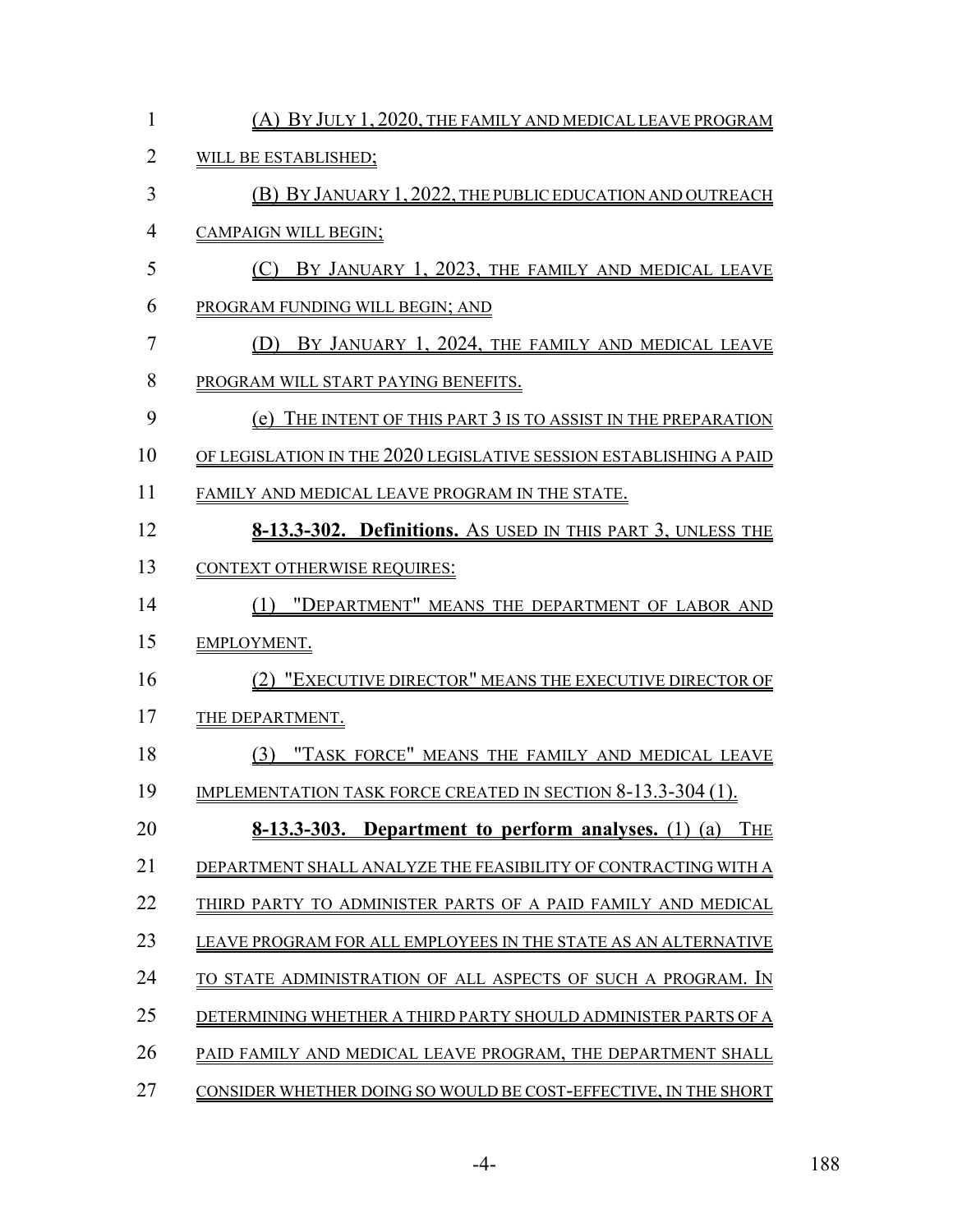(A) BY JULY 1, 2020, THE FAMILY AND MEDICAL LEAVE PROGRAM WILL BE ESTABLISHED;

(B) BY JANUARY 1, 2022, THE PUBLIC EDUCATION AND OUTREACH CAMPAIGN WILL BEGIN;

(C) BY JANUARY 1, 2023, THE FAMILY AND MEDICAL LEAVE PROGRAM FUNDING WILL BEGIN; AND

(D) BY JANUARY 1, 2024, THE FAMILY AND MEDICAL LEAVE PROGRAM WILL START PAYING BENEFITS.

(e) THE INTENT OF THIS PART 3 IS TO ASSIST IN THE PREPARATION OF LEGISLATION IN THE 2020 LEGISLATIVE SESSION ESTABLISHING A PAID FAMILY AND MEDICAL LEAVE PROGRAM IN THE STATE.

**8-13.3-302. Definitions.** AS USED IN THIS PART 3, UNLESS THE CONTEXT OTHERWISE REQUIRES:

(1) "DEPARTMENT" MEANS THE DEPARTMENT OF LABOR AND EMPLOYMENT.

(2) "EXECUTIVE DIRECTOR" MEANS THE EXECUTIVE DIRECTOR OF THE DEPARTMENT.

(3) "TASK FORCE" MEANS THE FAMILY AND MEDICAL LEAVE IMPLEMENTATION TASK FORCE CREATED IN SECTION 8-13.3-304 (1).

**8-13.3-303. Department to perform analyses.** (1) (a) THE DEPARTMENT SHALL ANALYZE THE FEASIBILITY OF CONTRACTING WITH A THIRD PARTY TO ADMINISTER PARTS OF A PAID FAMILY AND MEDICAL LEAVE PROGRAM FOR ALL EMPLOYEES IN THE STATE AS AN ALTERNATIVE TO STATE ADMINISTRATION OF ALL ASPECTS OF SUCH A PROGRAM. IN DETERMINING WHETHER A THIRD PARTY SHOULD ADMINISTER PARTS OF A PAID FAMILY AND MEDICAL LEAVE PROGRAM, THE DEPARTMENT SHALL CONSIDER WHETHER DOING SO WOULD BE COST-EFFECTIVE, IN THE SHORT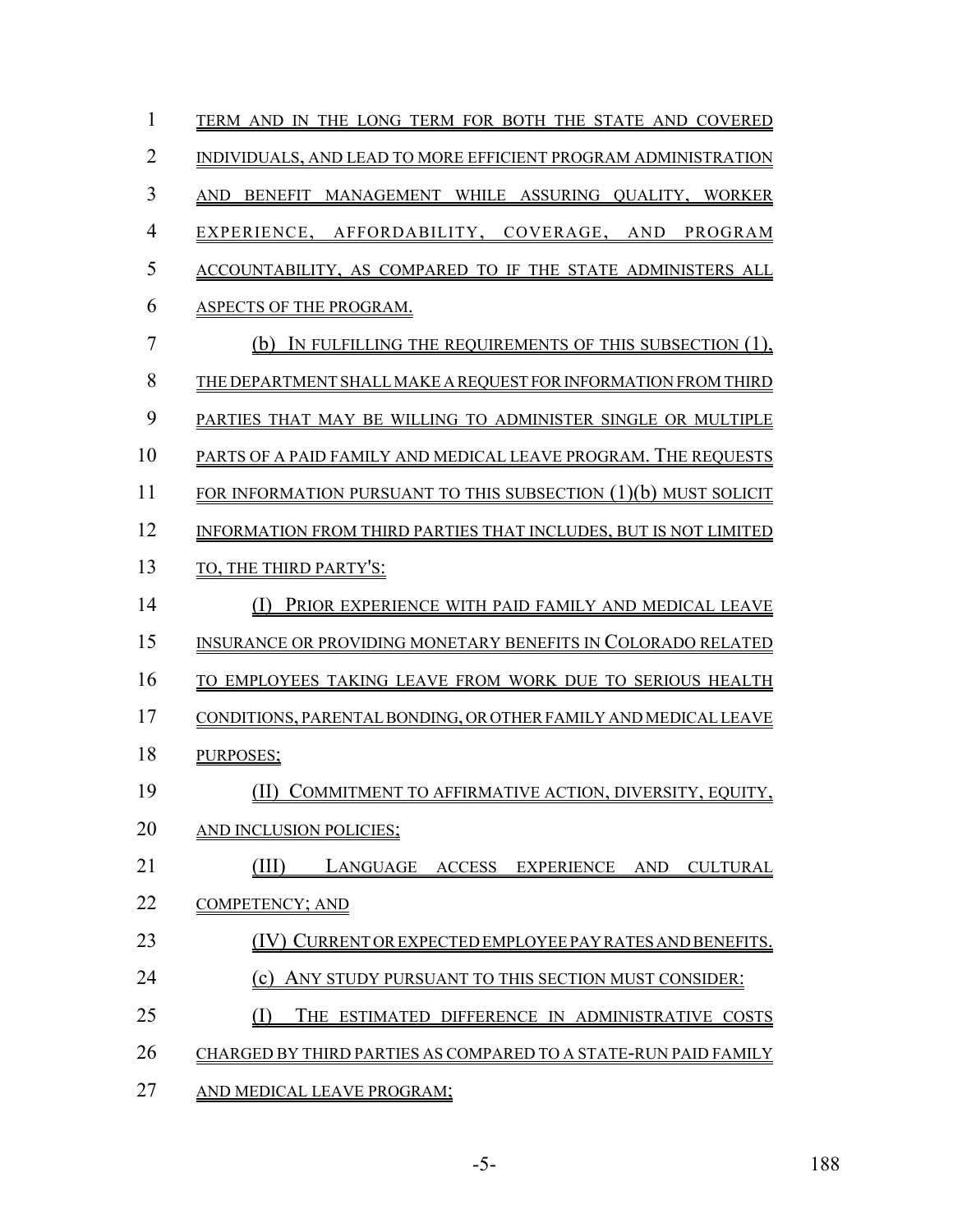TERM AND IN THE LONG TERM FOR BOTH THE STATE AND COVERED INDIVIDUALS, AND LEAD TO MORE EFFICIENT PROGRAM ADMINISTRATION AND BENEFIT MANAGEMENT WHILE ASSURING QUALITY, WORKER EXPERIENCE, AFFORDABILITY, COVERAGE, AND PROGRAM ACCOUNTABILITY, AS COMPARED TO IF THE STATE ADMINISTERS ALL ASPECTS OF THE PROGRAM.

(b) IN FULFILLING THE REQUIREMENTS OF THIS SUBSECTION (1), THE DEPARTMENT SHALL MAKE A REQUEST FOR INFORMATION FROM THIRD PARTIES THAT MAY BE WILLING TO ADMINISTER SINGLE OR MULTIPLE PARTS OF A PAID FAMILY AND MEDICAL LEAVE PROGRAM. THE REQUESTS FOR INFORMATION PURSUANT TO THIS SUBSECTION (1)(b) MUST SOLICIT INFORMATION FROM THIRD PARTIES THAT INCLUDES, BUT IS NOT LIMITED TO, THE THIRD PARTY'S:

(I) PRIOR EXPERIENCE WITH PAID FAMILY AND MEDICAL LEAVE INSURANCE OR PROVIDING MONETARY BENEFITS IN COLORADO RELATED TO EMPLOYEES TAKING LEAVE FROM WORK DUE TO SERIOUS HEALTH CONDITIONS, PARENTAL BONDING, OR OTHER FAMILY AND MEDICAL LEAVE PURPOSES;

(II) COMMITMENT TO AFFIRMATIVE ACTION, DIVERSITY, EQUITY, AND INCLUSION POLICIES;

(III) LANGUAGE ACCESS EXPERIENCE AND CULTURAL COMPETENCY; AND

(IV) CURRENT OR EXPECTED EMPLOYEE PAY RATES AND BENEFITS.

(c) ANY STUDY PURSUANT TO THIS SECTION MUST CONSIDER:

(I) THE ESTIMATED DIFFERENCE IN ADMINISTRATIVE COSTS CHARGED BY THIRD PARTIES AS COMPARED TO A STATE-RUN PAID FAMILY AND MEDICAL LEAVE PROGRAM;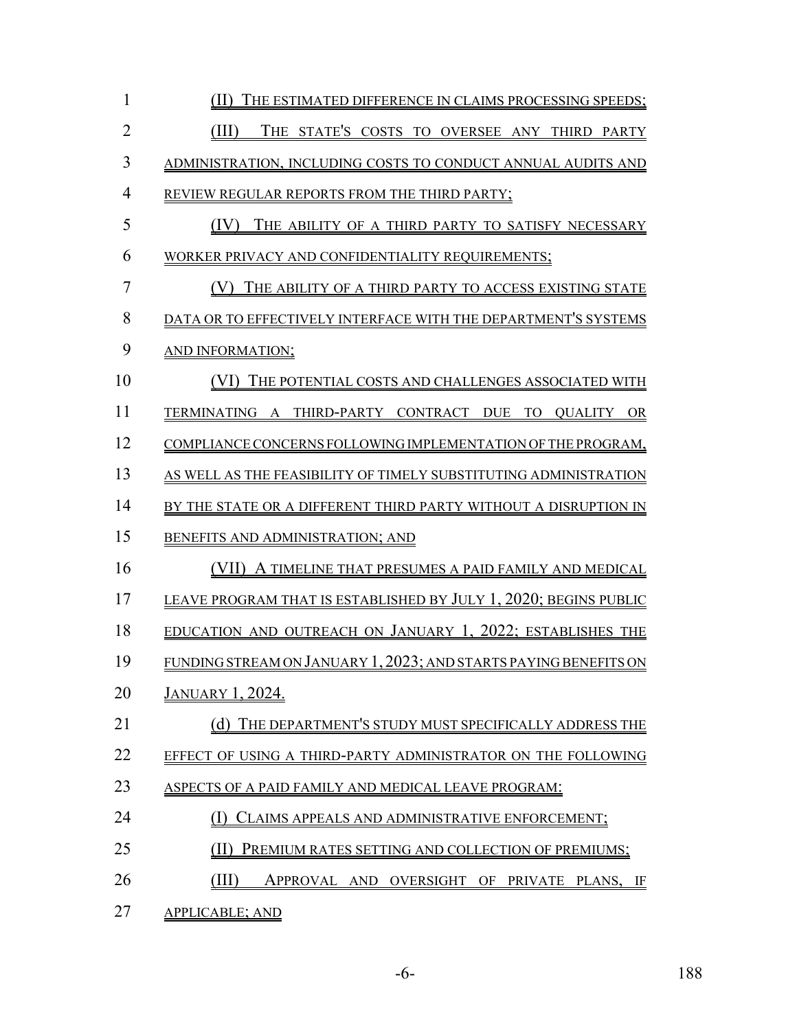(II) THE ESTIMATED DIFFERENCE IN CLAIMS PROCESSING SPEEDS;

(III) THE STATE'S COSTS TO OVERSEE ANY THIRD PARTY ADMINISTRATION, INCLUDING COSTS TO CONDUCT ANNUAL AUDITS AND REVIEW REGULAR REPORTS FROM THE THIRD PARTY;

(IV) THE ABILITY OF A THIRD PARTY TO SATISFY NECESSARY WORKER PRIVACY AND CONFIDENTIALITY REQUIREMENTS;

(V) THE ABILITY OF A THIRD PARTY TO ACCESS EXISTING STATE DATA OR TO EFFECTIVELY INTERFACE WITH THE DEPARTMENT'S SYSTEMS AND INFORMATION;

(VI) THE POTENTIAL COSTS AND CHALLENGES ASSOCIATED WITH TERMINATING A THIRD-PARTY CONTRACT DUE TO QUALITY OR COMPLIANCE CONCERNS FOLLOWING IMPLEMENTATION OF THE PROGRAM, AS WELL AS THE FEASIBILITY OF TIMELY SUBSTITUTING ADMINISTRATION BY THE STATE OR A DIFFERENT THIRD PARTY WITHOUT A DISRUPTION IN BENEFITS AND ADMINISTRATION; AND

(VII) A TIMELINE THAT PRESUMES A PAID FAMILY AND MEDICAL LEAVE PROGRAM THAT IS ESTABLISHED BY JULY 1, 2020; BEGINS PUBLIC EDUCATION AND OUTREACH ON JANUARY 1, 2022; ESTABLISHES THE FUNDING STREAM ON JANUARY 1, 2023; AND STARTS PAYING BENEFITS ON JANUARY 1, 2024.

(d) THE DEPARTMENT'S STUDY MUST SPECIFICALLY ADDRESS THE EFFECT OF USING A THIRD-PARTY ADMINISTRATOR ON THE FOLLOWING ASPECTS OF A PAID FAMILY AND MEDICAL LEAVE PROGRAM:

(I) CLAIMS APPEALS AND ADMINISTRATIVE ENFORCEMENT;

(II) PREMIUM RATES SETTING AND COLLECTION OF PREMIUMS;

(III) APPROVAL AND OVERSIGHT OF PRIVATE PLANS, IF APPLICABLE; AND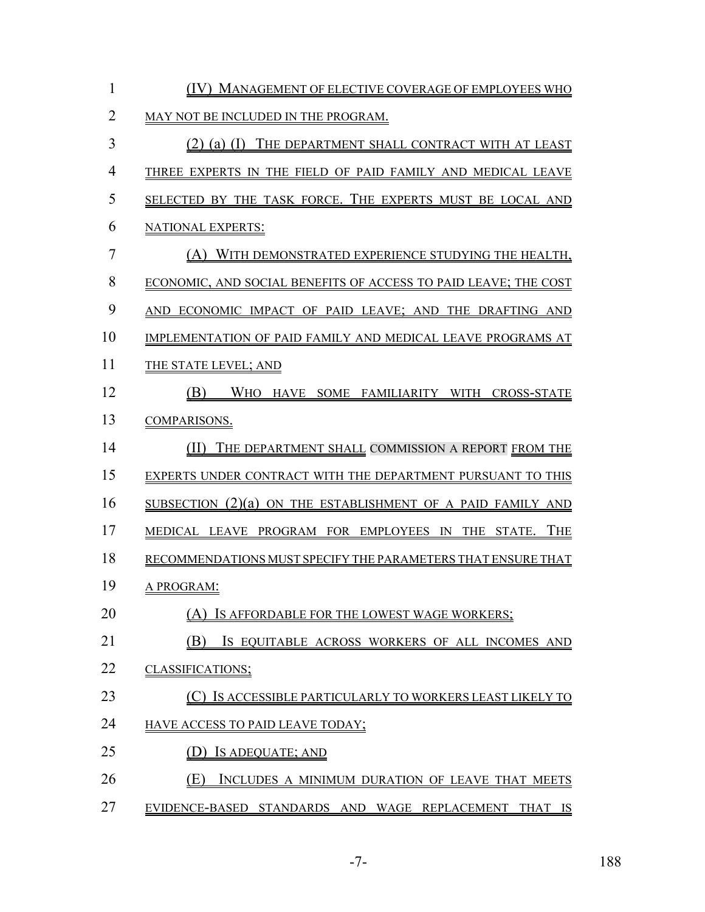(IV) MANAGEMENT OF ELECTIVE COVERAGE OF EMPLOYEES WHO MAY NOT BE INCLUDED IN THE PROGRAM.

(2) (a) (I) THE DEPARTMENT SHALL CONTRACT WITH AT LEAST THREE EXPERTS IN THE FIELD OF PAID FAMILY AND MEDICAL LEAVE SELECTED BY THE TASK FORCE. THE EXPERTS MUST BE LOCAL AND NATIONAL EXPERTS:

(A) WITH DEMONSTRATED EXPERIENCE STUDYING THE HEALTH, ECONOMIC, AND SOCIAL BENEFITS OF ACCESS TO PAID LEAVE; THE COST AND ECONOMIC IMPACT OF PAID LEAVE; AND THE DRAFTING AND IMPLEMENTATION OF PAID FAMILY AND MEDICAL LEAVE PROGRAMS AT THE STATE LEVEL; AND

(B) WHO HAVE SOME FAMILIARITY WITH CROSS-STATE COMPARISONS.

(II) THE DEPARTMENT SHALL COMMISSION A REPORT FROM THE EXPERTS UNDER CONTRACT WITH THE DEPARTMENT PURSUANT TO THIS SUBSECTION (2)(a) ON THE ESTABLISHMENT OF A PAID FAMILY AND MEDICAL LEAVE PROGRAM FOR EMPLOYEES IN THE STATE. THE RECOMMENDATIONS MUST SPECIFY THE PARAMETERS THAT ENSURE THAT A PROGRAM:

(A) IS AFFORDABLE FOR THE LOWEST WAGE WORKERS;

(B) IS EQUITABLE ACROSS WORKERS OF ALL INCOMES AND CLASSIFICATIONS;

(C) IS ACCESSIBLE PARTICULARLY TO WORKERS LEAST LIKELY TO HAVE ACCESS TO PAID LEAVE TODAY;

(D) IS ADEQUATE; AND

(E) INCLUDES A MINIMUM DURATION OF LEAVE THAT MEETS EVIDENCE-BASED STANDARDS AND WAGE REPLACEMENT THAT IS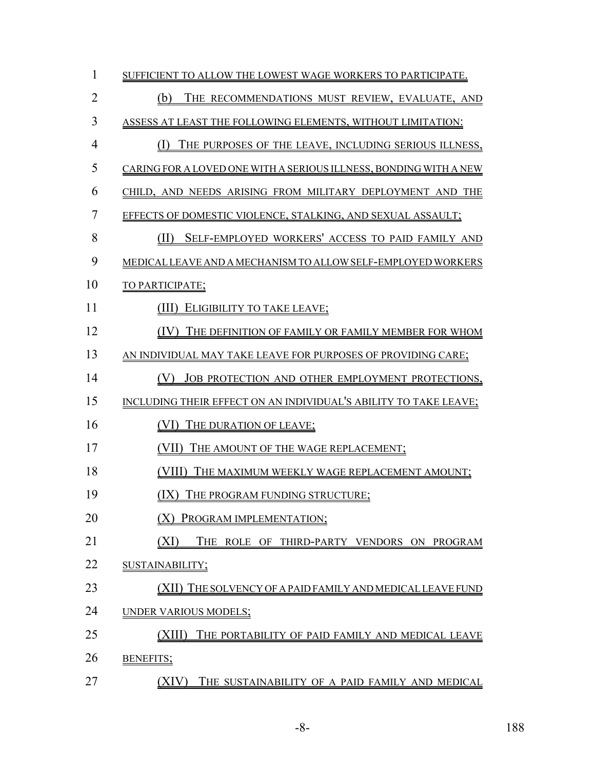SUFFICIENT TO ALLOW THE LOWEST WAGE WORKERS TO PARTICIPATE.

(b) THE RECOMMENDATIONS MUST REVIEW, EVALUATE, AND ASSESS AT LEAST THE FOLLOWING ELEMENTS, WITHOUT LIMITATION:

(I) THE PURPOSES OF THE LEAVE, INCLUDING SERIOUS ILLNESS, CARING FOR A LOVED ONE WITH A SERIOUS ILLNESS, BONDING WITH A NEW CHILD, AND NEEDS ARISING FROM MILITARY DEPLOYMENT AND THE EFFECTS OF DOMESTIC VIOLENCE, STALKING, AND SEXUAL ASSAULT;

(II) SELF-EMPLOYED WORKERS' ACCESS TO PAID FAMILY AND MEDICAL LEAVE AND A MECHANISM TO ALLOW SELF-EMPLOYED WORKERS TO PARTICIPATE;

(III) ELIGIBILITY TO TAKE LEAVE;

(IV) THE DEFINITION OF FAMILY OR FAMILY MEMBER FOR WHOM AN INDIVIDUAL MAY TAKE LEAVE FOR PURPOSES OF PROVIDING CARE;

(V) JOB PROTECTION AND OTHER EMPLOYMENT PROTECTIONS, INCLUDING THEIR EFFECT ON AN INDIVIDUAL'S ABILITY TO TAKE LEAVE;

(VI) THE DURATION OF LEAVE;

(VII) THE AMOUNT OF THE WAGE REPLACEMENT;

(VIII) THE MAXIMUM WEEKLY WAGE REPLACEMENT AMOUNT;

(IX) THE PROGRAM FUNDING STRUCTURE;

(X) PROGRAM IMPLEMENTATION;

(XI) THE ROLE OF THIRD-PARTY VENDORS ON PROGRAM SUSTAINABILITY;

(XII) THE SOLVENCY OF A PAID FAMILY AND MEDICAL LEAVE FUND UNDER VARIOUS MODELS;

(XIII) THE PORTABILITY OF PAID FAMILY AND MEDICAL LEAVE BENEFITS;

(XIV) THE SUSTAINABILITY OF A PAID FAMILY AND MEDICAL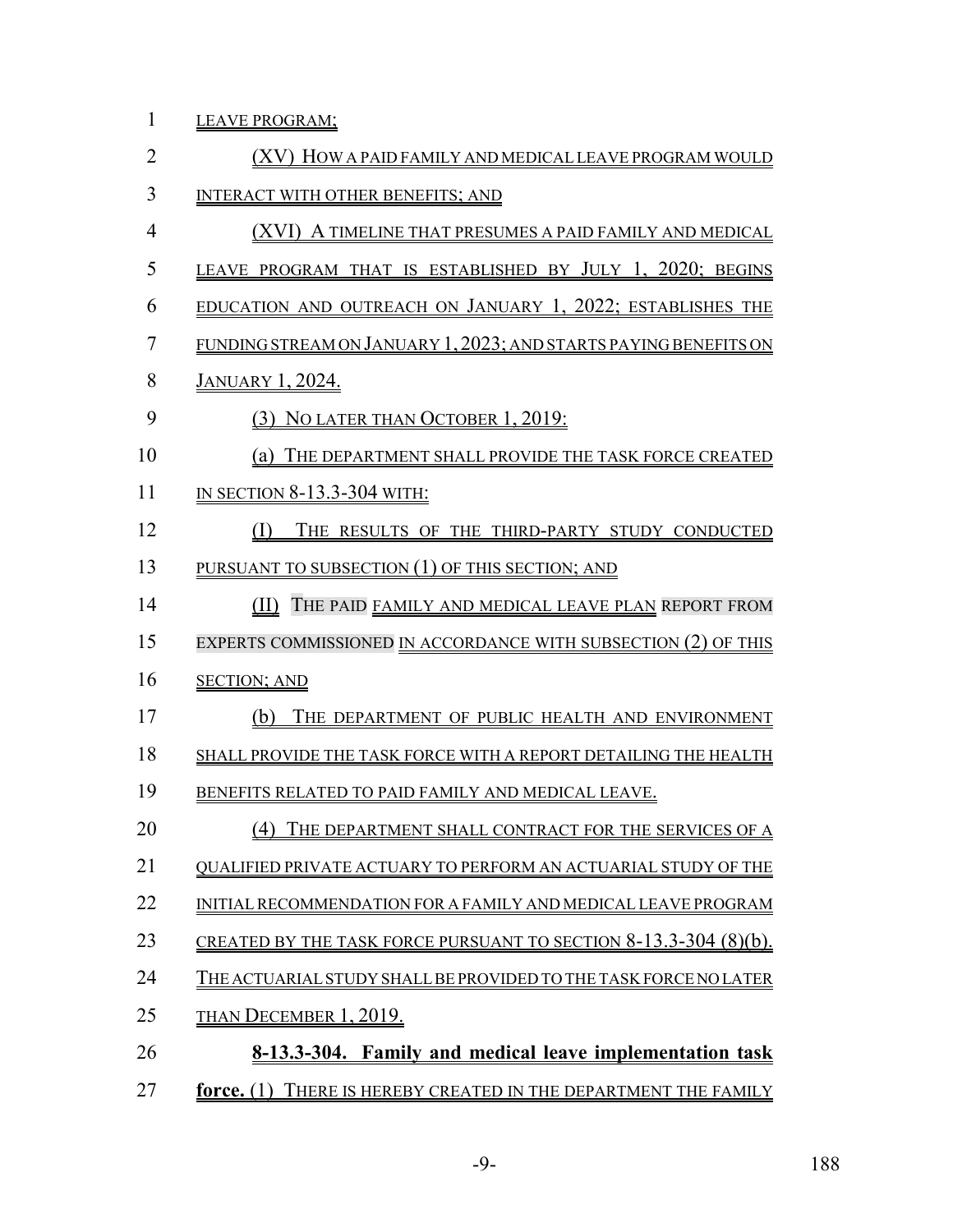LEAVE PROGRAM;

(XV) HOW A PAID FAMILY AND MEDICAL LEAVE PROGRAM WOULD INTERACT WITH OTHER BENEFITS; AND

(XVI) A TIMELINE THAT PRESUMES A PAID FAMILY AND MEDICAL LEAVE PROGRAM THAT IS ESTABLISHED BY JULY 1, 2020; BEGINS EDUCATION AND OUTREACH ON JANUARY 1, 2022; ESTABLISHES THE FUNDING STREAM ON JANUARY 1, 2023; AND STARTS PAYING BENEFITS ON JANUARY 1, 2024.

(3) NO LATER THAN OCTOBER 1, 2019:

(a) THE DEPARTMENT SHALL PROVIDE THE TASK FORCE CREATED IN SECTION 8-13.3-304 WITH:

(I) THE RESULTS OF THE THIRD-PARTY STUDY CONDUCTED PURSUANT TO SUBSECTION (1) OF THIS SECTION; AND

(II) THE PAID FAMILY AND MEDICAL LEAVE PLAN REPORT FROM EXPERTS COMMISSIONED IN ACCORDANCE WITH SUBSECTION (2) OF THIS SECTION; AND

(b) THE DEPARTMENT OF PUBLIC HEALTH AND ENVIRONMENT SHALL PROVIDE THE TASK FORCE WITH A REPORT DETAILING THE HEALTH BENEFITS RELATED TO PAID FAMILY AND MEDICAL LEAVE.

(4) THE DEPARTMENT SHALL CONTRACT FOR THE SERVICES OF A QUALIFIED PRIVATE ACTUARY TO PERFORM AN ACTUARIAL STUDY OF THE INITIAL RECOMMENDATION FOR A FAMILY AND MEDICAL LEAVE PROGRAM CREATED BY THE TASK FORCE PURSUANT TO SECTION 8-13.3-304 (8)(b). THE ACTUARIAL STUDY SHALL BE PROVIDED TO THE TASK FORCE NO LATER THAN DECEMBER 1, 2019.

**8-13.3-304. Family and medical leave implementation task force.** (1) THERE IS HEREBY CREATED IN THE DEPARTMENT THE FAMILY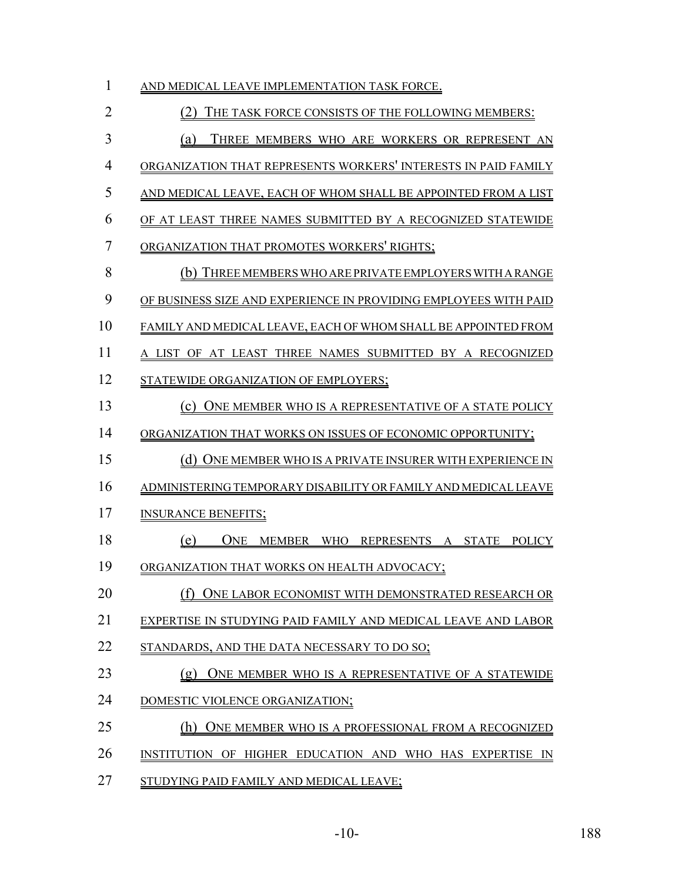AND MEDICAL LEAVE IMPLEMENTATION TASK FORCE.

(2) THE TASK FORCE CONSISTS OF THE FOLLOWING MEMBERS:

(a) THREE MEMBERS WHO ARE WORKERS OR REPRESENT AN ORGANIZATION THAT REPRESENTS WORKERS' INTERESTS IN PAID FAMILY AND MEDICAL LEAVE, EACH OF WHOM SHALL BE APPOINTED FROM A LIST OF AT LEAST THREE NAMES SUBMITTED BY A RECOGNIZED STATEWIDE ORGANIZATION THAT PROMOTES WORKERS' RIGHTS;

(b) THREE MEMBERS WHO ARE PRIVATE EMPLOYERS WITH A RANGE OF BUSINESS SIZE AND EXPERIENCE IN PROVIDING EMPLOYEES WITH PAID FAMILY AND MEDICAL LEAVE, EACH OF WHOM SHALL BE APPOINTED FROM A LIST OF AT LEAST THREE NAMES SUBMITTED BY A RECOGNIZED STATEWIDE ORGANIZATION OF EMPLOYERS;

(c) ONE MEMBER WHO IS A REPRESENTATIVE OF A STATE POLICY ORGANIZATION THAT WORKS ON ISSUES OF ECONOMIC OPPORTUNITY;

(d) ONE MEMBER WHO IS A PRIVATE INSURER WITH EXPERIENCE IN ADMINISTERING TEMPORARY DISABILITY OR FAMILY AND MEDICAL LEAVE INSURANCE BENEFITS;

(e) ONE MEMBER WHO REPRESENTS A STATE POLICY ORGANIZATION THAT WORKS ON HEALTH ADVOCACY;

(f) ONE LABOR ECONOMIST WITH DEMONSTRATED RESEARCH OR EXPERTISE IN STUDYING PAID FAMILY AND MEDICAL LEAVE AND LABOR STANDARDS, AND THE DATA NECESSARY TO DO SO;

(g) ONE MEMBER WHO IS A REPRESENTATIVE OF A STATEWIDE DOMESTIC VIOLENCE ORGANIZATION;

(h) ONE MEMBER WHO IS A PROFESSIONAL FROM A RECOGNIZED INSTITUTION OF HIGHER EDUCATION AND WHO HAS EXPERTISE IN STUDYING PAID FAMILY AND MEDICAL LEAVE;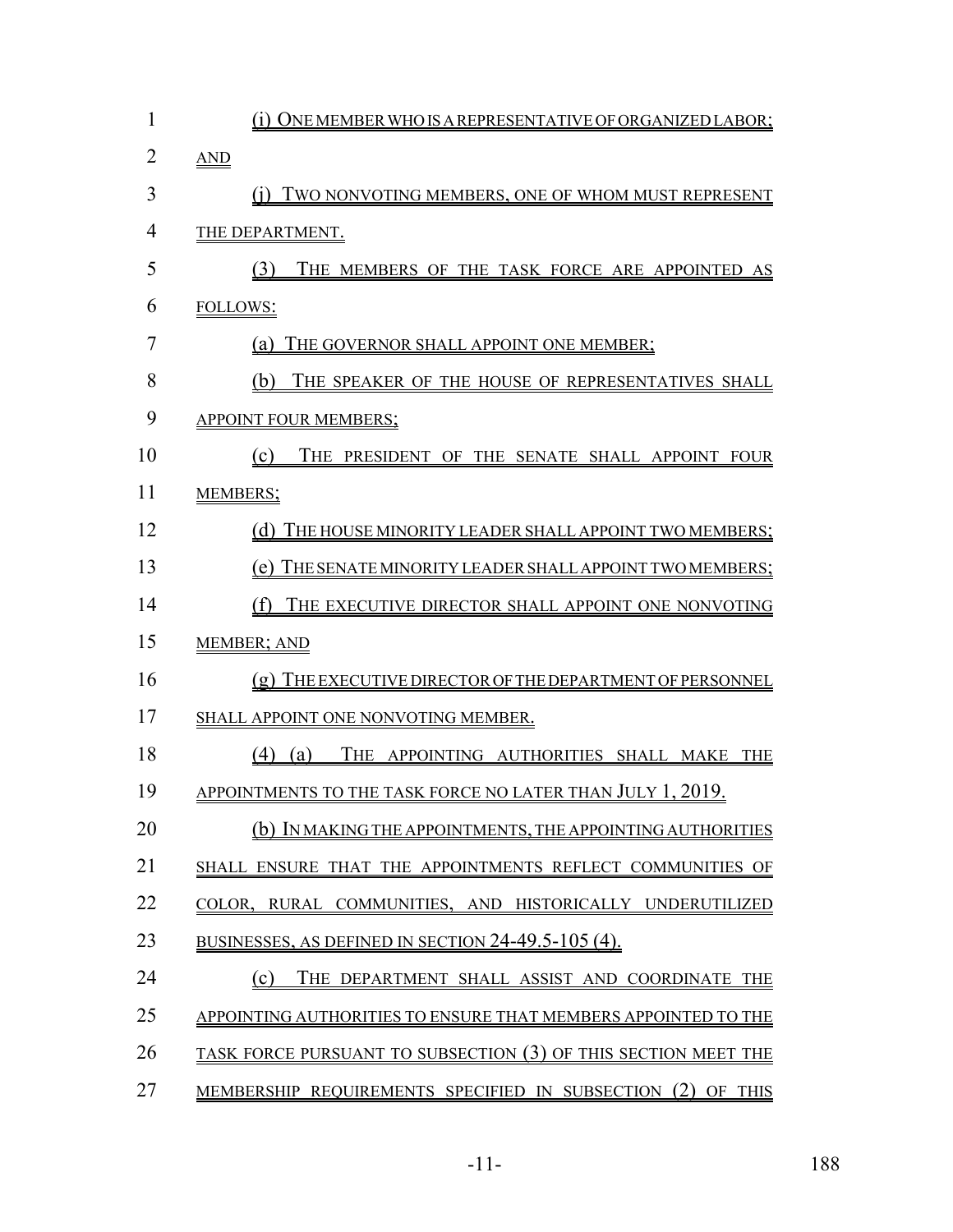(i) ONE MEMBER WHO IS A REPRESENTATIVE OF ORGANIZED LABOR; AND

(j) TWO NONVOTING MEMBERS, ONE OF WHOM MUST REPRESENT THE DEPARTMENT.

(3) THE MEMBERS OF THE TASK FORCE ARE APPOINTED AS FOLLOWS:

(a) THE GOVERNOR SHALL APPOINT ONE MEMBER;

(b) THE SPEAKER OF THE HOUSE OF REPRESENTATIVES SHALL APPOINT FOUR MEMBERS;

(c) THE PRESIDENT OF THE SENATE SHALL APPOINT FOUR MEMBERS;

(d) THE HOUSE MINORITY LEADER SHALL APPOINT TWO MEMBERS;

(e) THE SENATE MINORITY LEADER SHALL APPOINT TWO MEMBERS;

(f) THE EXECUTIVE DIRECTOR SHALL APPOINT ONE NONVOTING MEMBER; AND

(g) THE EXECUTIVE DIRECTOR OF THE DEPARTMENT OF PERSONNEL SHALL APPOINT ONE NONVOTING MEMBER.

(4) (a) THE APPOINTING AUTHORITIES SHALL MAKE THE APPOINTMENTS TO THE TASK FORCE NO LATER THAN JULY 1, 2019.

(b) IN MAKING THE APPOINTMENTS, THE APPOINTING AUTHORITIES SHALL ENSURE THAT THE APPOINTMENTS REFLECT COMMUNITIES OF COLOR, RURAL COMMUNITIES, AND HISTORICALLY UNDERUTILIZED BUSINESSES, AS DEFINED IN SECTION 24-49.5-105 (4).

(c) THE DEPARTMENT SHALL ASSIST AND COORDINATE THE APPOINTING AUTHORITIES TO ENSURE THAT MEMBERS APPOINTED TO THE TASK FORCE PURSUANT TO SUBSECTION (3) OF THIS SECTION MEET THE MEMBERSHIP REQUIREMENTS SPECIFIED IN SUBSECTION (2) OF THIS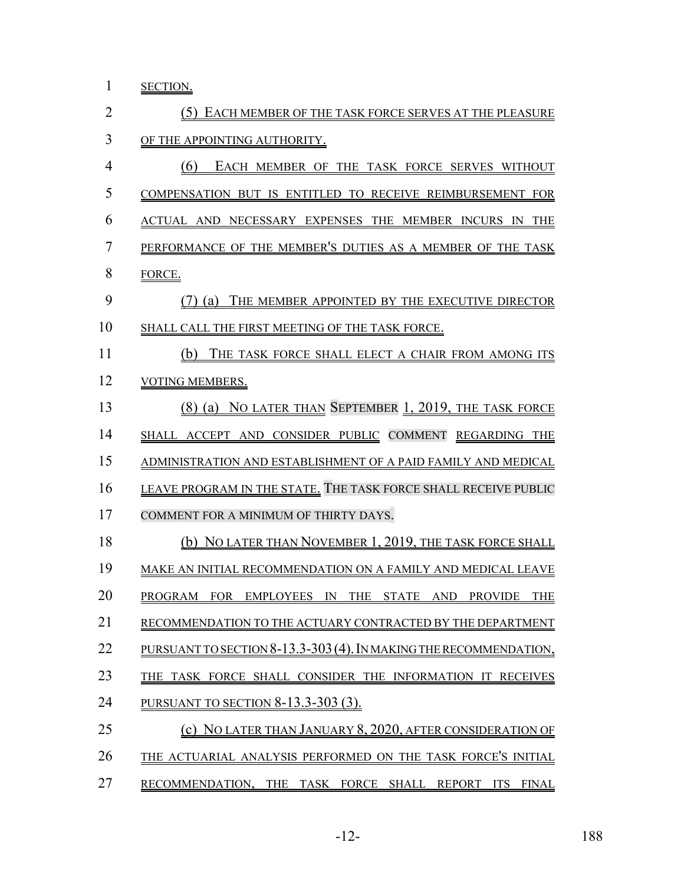SECTION.

(5) EACH MEMBER OF THE TASK FORCE SERVES AT THE PLEASURE OF THE APPOINTING AUTHORITY.

(6) EACH MEMBER OF THE TASK FORCE SERVES WITHOUT COMPENSATION BUT IS ENTITLED TO RECEIVE REIMBURSEMENT FOR ACTUAL AND NECESSARY EXPENSES THE MEMBER INCURS IN THE PERFORMANCE OF THE MEMBER'S DUTIES AS A MEMBER OF THE TASK FORCE.

(7) (a) THE MEMBER APPOINTED BY THE EXECUTIVE DIRECTOR SHALL CALL THE FIRST MEETING OF THE TASK FORCE.

(b) THE TASK FORCE SHALL ELECT A CHAIR FROM AMONG ITS VOTING MEMBERS.

(8) (a) NO LATER THAN SEPTEMBER 1, 2019, THE TASK FORCE SHALL ACCEPT AND CONSIDER PUBLIC COMMENT REGARDING THE ADMINISTRATION AND ESTABLISHMENT OF A PAID FAMILY AND MEDICAL LEAVE PROGRAM IN THE STATE. THE TASK FORCE SHALL RECEIVE PUBLIC COMMENT FOR A MINIMUM OF THIRTY DAYS.

(b) NO LATER THAN NOVEMBER 1, 2019, THE TASK FORCE SHALL MAKE AN INITIAL RECOMMENDATION ON A FAMILY AND MEDICAL LEAVE PROGRAM FOR EMPLOYEES IN THE STATE AND PROVIDE THE RECOMMENDATION TO THE ACTUARY CONTRACTED BY THE DEPARTMENT PURSUANT TO SECTION 8-13.3-303 (4). IN MAKING THE RECOMMENDATION, THE TASK FORCE SHALL CONSIDER THE INFORMATION IT RECEIVES PURSUANT TO SECTION 8-13.3-303 (3).

(c) NO LATER THAN JANUARY 8, 2020, AFTER CONSIDERATION OF THE ACTUARIAL ANALYSIS PERFORMED ON THE TASK FORCE'S INITIAL RECOMMENDATION, THE TASK FORCE SHALL REPORT ITS FINAL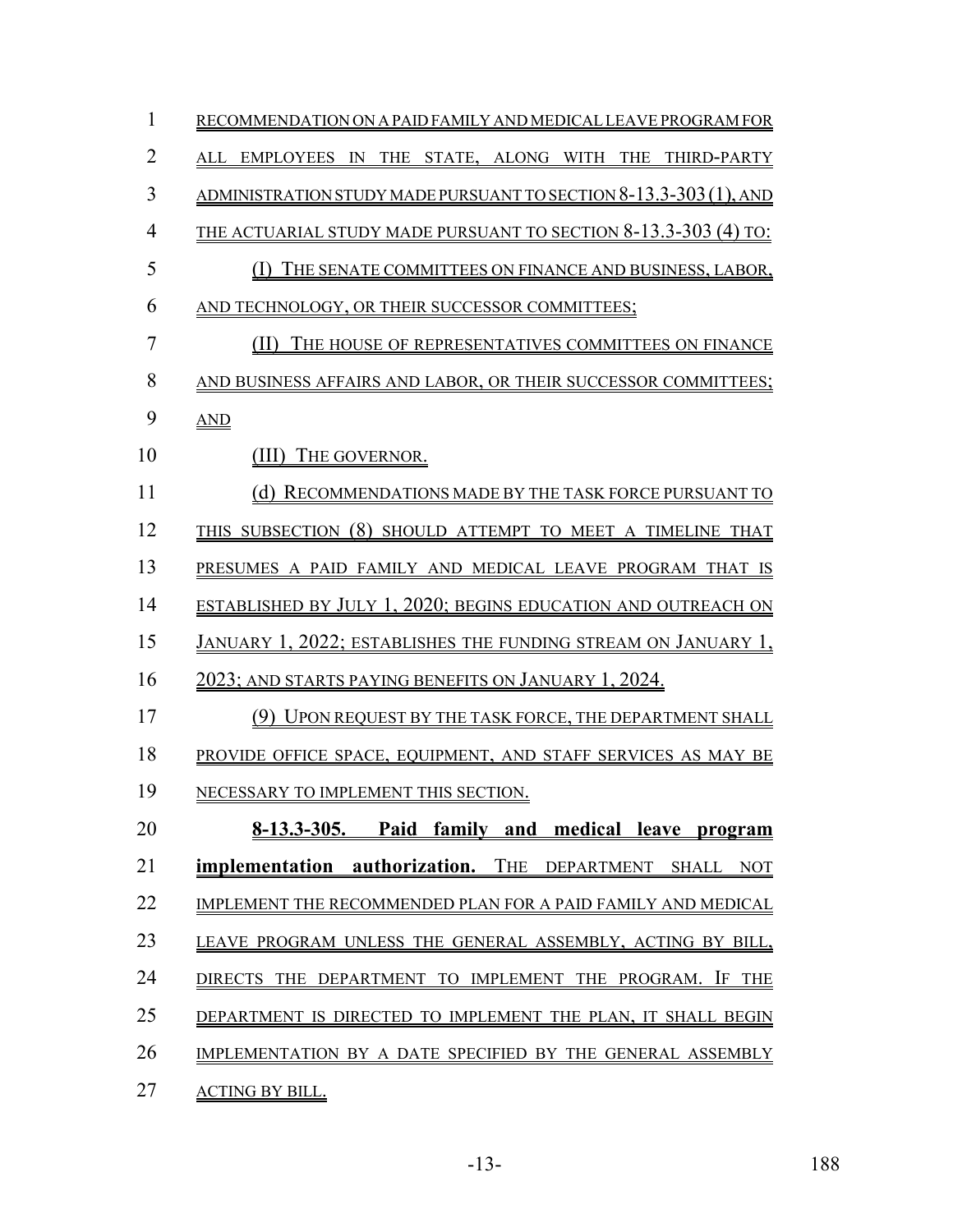RECOMMENDATION ON A PAID FAMILY AND MEDICAL LEAVE PROGRAM FOR ALL EMPLOYEES IN THE STATE, ALONG WITH THE THIRD-PARTY ADMINISTRATION STUDY MADE PURSUANT TO SECTION 8-13.3-303 (1), AND THE ACTUARIAL STUDY MADE PURSUANT TO SECTION 8-13.3-303 (4) TO:

(I) THE SENATE COMMITTEES ON FINANCE AND BUSINESS, LABOR, AND TECHNOLOGY, OR THEIR SUCCESSOR COMMITTEES;

(II) THE HOUSE OF REPRESENTATIVES COMMITTEES ON FINANCE AND BUSINESS AFFAIRS AND LABOR, OR THEIR SUCCESSOR COMMITTEES; AND

(III) THE GOVERNOR.

(d) RECOMMENDATIONS MADE BY THE TASK FORCE PURSUANT TO THIS SUBSECTION (8) SHOULD ATTEMPT TO MEET A TIMELINE THAT PRESUMES A PAID FAMILY AND MEDICAL LEAVE PROGRAM THAT IS ESTABLISHED BY JULY 1, 2020; BEGINS EDUCATION AND OUTREACH ON JANUARY 1, 2022; ESTABLISHES THE FUNDING STREAM ON JANUARY 1, 2023; AND STARTS PAYING BENEFITS ON JANUARY 1, 2024.

(9) UPON REQUEST BY THE TASK FORCE, THE DEPARTMENT SHALL PROVIDE OFFICE SPACE, EQUIPMENT, AND STAFF SERVICES AS MAY BE NECESSARY TO IMPLEMENT THIS SECTION.

**8-13.3-305. Paid family and medical leave program implementation authorization.** THE DEPARTMENT SHALL NOT IMPLEMENT THE RECOMMENDED PLAN FOR A PAID FAMILY AND MEDICAL LEAVE PROGRAM UNLESS THE GENERAL ASSEMBLY, ACTING BY BILL, DIRECTS THE DEPARTMENT TO IMPLEMENT THE PROGRAM. IF THE DEPARTMENT IS DIRECTED TO IMPLEMENT THE PLAN, IT SHALL BEGIN IMPLEMENTATION BY A DATE SPECIFIED BY THE GENERAL ASSEMBLY ACTING BY BILL.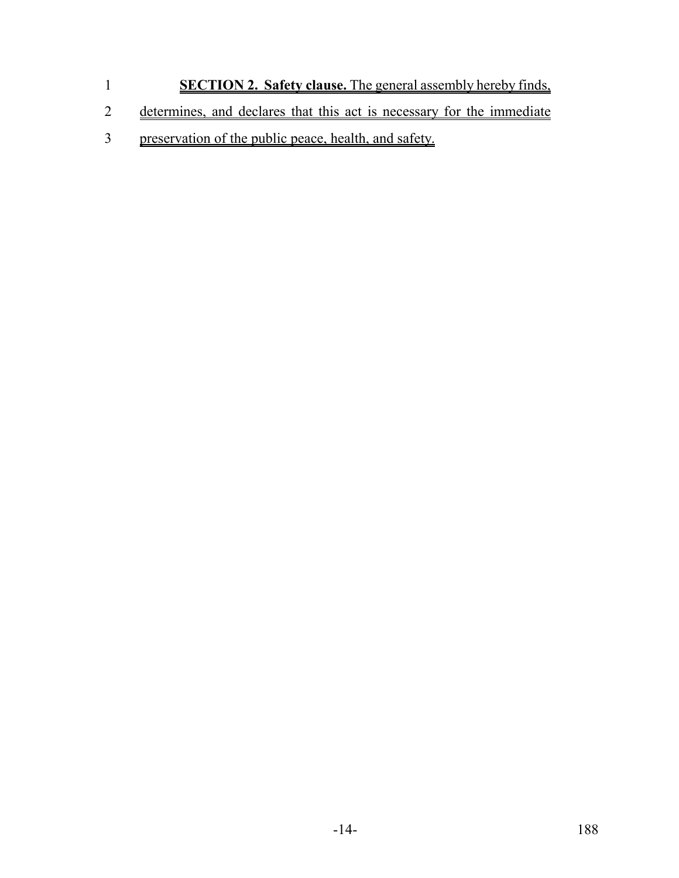**SECTION 2. Safety clause.** The general assembly hereby finds, determines, and declares that this act is necessary for the immediate preservation of the public peace, health, and safety.